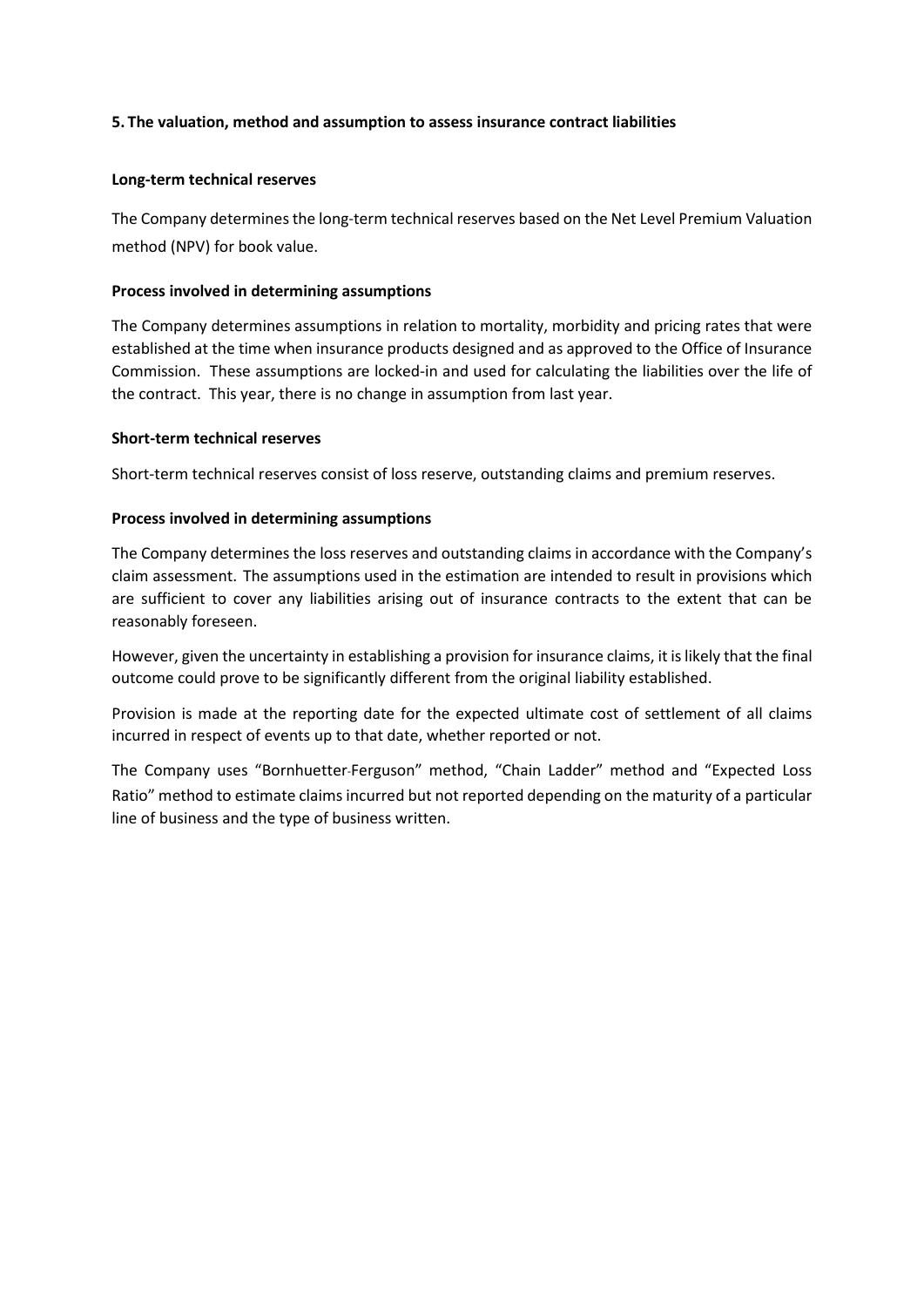**5. The valuation, method and assumption to assess insurance contract liabilities**

**Long-term technical reserves**

The Company determines the long-term technical reserves based on the Net Level Premium Valuation method (NPV) for book value.

**Process involved in determining assumptions**

The Company determines assumptions in relation to mortality, morbidity and pricing rates that were established at the time when insurance products designed and as approved to the Office of Insurance Commission. These assumptions are locked-in and used for calculating the liabilities over the life of the contract. This year, there is no change in assumption from last year.

**Short-term technical reserves**

Short-term technical reserves consist of loss reserve, outstanding claims and premium reserves.

**Process involved in determining assumptions**

The Company determines the loss reserves and outstanding claims in accordance with the Company's claim assessment. The assumptions used in the estimation are intended to result in provisions which are sufficient to cover any liabilities arising out of insurance contracts to the extent that can be reasonably foreseen.

However, given the uncertainty in establishing a provision for insurance claims, it is likely that the final outcome could prove to be significantly different from the original liability established.

Provision is made at the reporting date for the expected ultimate cost of settlement of all claims incurred in respect of events up to that date, whether reported or not.

The Company uses "Bornhuetter-Ferguson" method, "Chain Ladder" method and "Expected Loss Ratio" method to estimate claims incurred but not reported depending on the maturity of a particular line of business and the type of business written.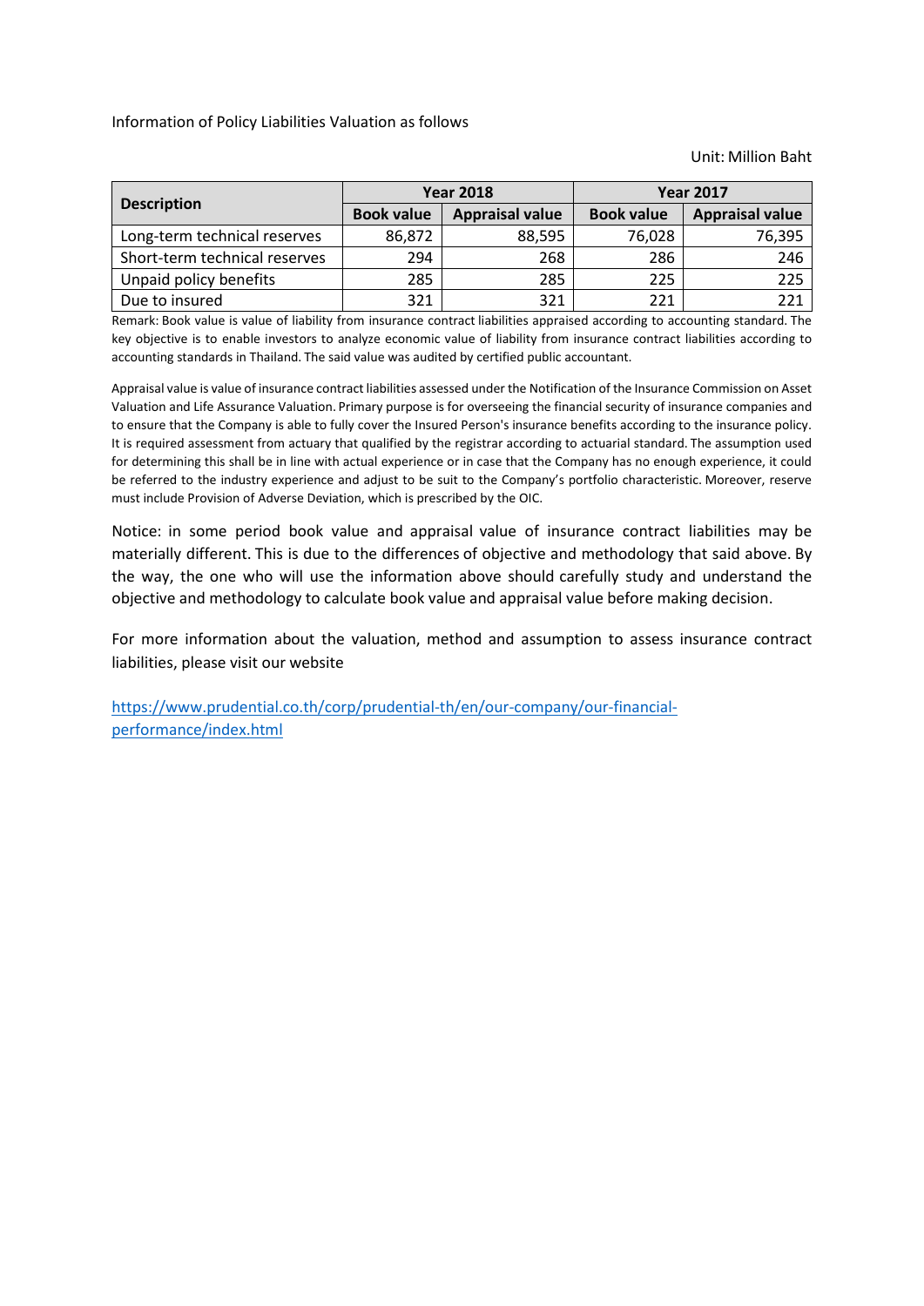Information of Policy Liabilities Valuation as follows

Unit: Million Baht

| Description | Year 2018 | | Year 2017 | |
|---|---|---|---|---|
| | Book value | Appraisal value | Book value | Appraisal value |
| Long-term technical reserves | 86,872 | 88,595 | 76,028 | 76,395 |
| Short-term technical reserves | 294 | 268 | 286 | 246 |
| Unpaid policy benefits | 285 | 285 | 225 | 225 |
| Due to insured | 321 | 321 | 221 | 221 |

Remark: Book value is value of liability from insurance contract liabilities appraised according to accounting standard. The key objective is to enable investors to analyze economic value of liability from insurance contract liabilities according to accounting standards in Thailand. The said value was audited by certified public accountant.

Appraisal value is value of insurance contract liabilities assessed under the Notification of the Insurance Commission on Asset Valuation and Life Assurance Valuation. Primary purpose is for overseeing the financial security of insurance companies and to ensure that the Company is able to fully cover the Insured Person's insurance benefits according to the insurance policy. It is required assessment from actuary that qualified by the registrar according to actuarial standard. The assumption used for determining this shall be in line with actual experience or in case that the Company has no enough experience, it could be referred to the industry experience and adjust to be suit to the Company's portfolio characteristic. Moreover, reserve must include Provision of Adverse Deviation, which is prescribed by the OIC.

Notice: in some period book value and appraisal value of insurance contract liabilities may be materially different. This is due to the differences of objective and methodology that said above. By the way, the one who will use the information above should carefully study and understand the objective and methodology to calculate book value and appraisal value before making decision.

For more information about the valuation, method and assumption to assess insurance contract liabilities, please visit our website

[https://www.prudential.co.th/corp/prudential-th/en/our-company/our-financial-performance/index.html](https://www.prudential.co.th/corp/prudential-th/en/our-company/our-financial-performance/index.html)